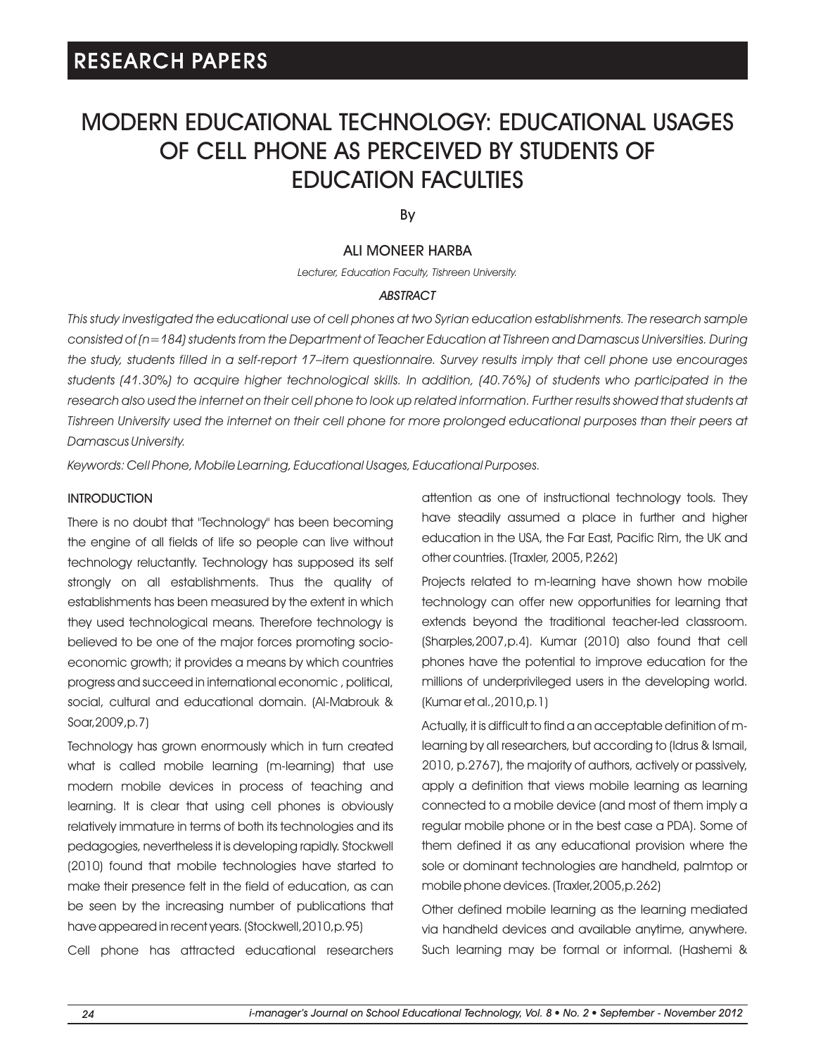# MODERN EDUCATIONAL TECHNOLOGY: EDUCATIONAL USAGES OF CELL PHONE AS PERCEIVED BY STUDENTS OF EDUCATION FACULTIES

By

ALI MONEER HARBA

*Lecturer, Education Faculty, Tishreen University.*

## *ABSTRACT*

*This study investigated the educational use of cell phones at two Syrian education establishments. The research sample consisted of (n=184) students from the Department of Teacher Education at Tishreen and Damascus Universities. During the study, students filled in a self-report 17–item questionnaire. Survey results imply that cell phone use encourages students (41.30%) to acquire higher technological skills. In addition, (40.76%) of students who participated in the research also used the internet on their cell phone to look up related information. Further results showed that students at Tishreen University used the internet on their cell phone for more prolonged educational purposes than their peers at Damascus University.*

*Keywords: Cell Phone, Mobile Learning, Educational Usages, Educational Purposes.*

## INTRODUCTION

There is no doubt that "Technology" has been becoming the engine of all fields of life so people can live without technology reluctantly. Technology has supposed its self strongly on all establishments. Thus the quality of establishments has been measured by the extent in which they used technological means. Therefore technology is believed to be one of the major forces promoting socio-economic growth; it provides a means by which countries progress and succeed in international economic , political, social, cultural and educational domain. (Al-Mabrouk & Soar,2009,p.7)

Technology has grown enormously which in turn created what is called mobile learning (m-learning) that use modern mobile devices in process of teaching and learning. It is clear that using cell phones is obviously relatively immature in terms of both its technologies and its pedagogies, nevertheless it is developing rapidly. Stockwell (2010) found that mobile technologies have started to make their presence felt in the field of education, as can be seen by the increasing number of publications that have appeared in recent years. (Stockwell,2010,p.95)

Cell phone has attracted educational researchers attention as one of instructional technology tools. They have steadily assumed a place in further and higher education in the USA, the Far East, Pacific Rim, the UK and other countries. (Traxler, 2005, P.262)

Projects related to m-learning have shown how mobile technology can offer new opportunities for learning that extends beyond the traditional teacher-led classroom. (Sharples,2007,p.4). Kumar (2010) also found that cell phones have the potential to improve education for the millions of underprivileged users in the developing world. (Kumar et al.,2010,p.1)

Actually, it is difficult to find a an acceptable definition of m-learning by all researchers, but according to (Idrus & Ismail, 2010, p.2767), the majority of authors, actively or passively, apply a definition that views mobile learning as learning connected to a mobile device (and most of them imply a regular mobile phone or in the best case a PDA). Some of them defined it as any educational provision where the sole or dominant technologies are handheld, palmtop or mobile phone devices. (Traxler,2005,p.262)

Other defined mobile learning as the learning mediated via handheld devices and available anytime, anywhere. Such learning may be formal or informal. (Hashemi &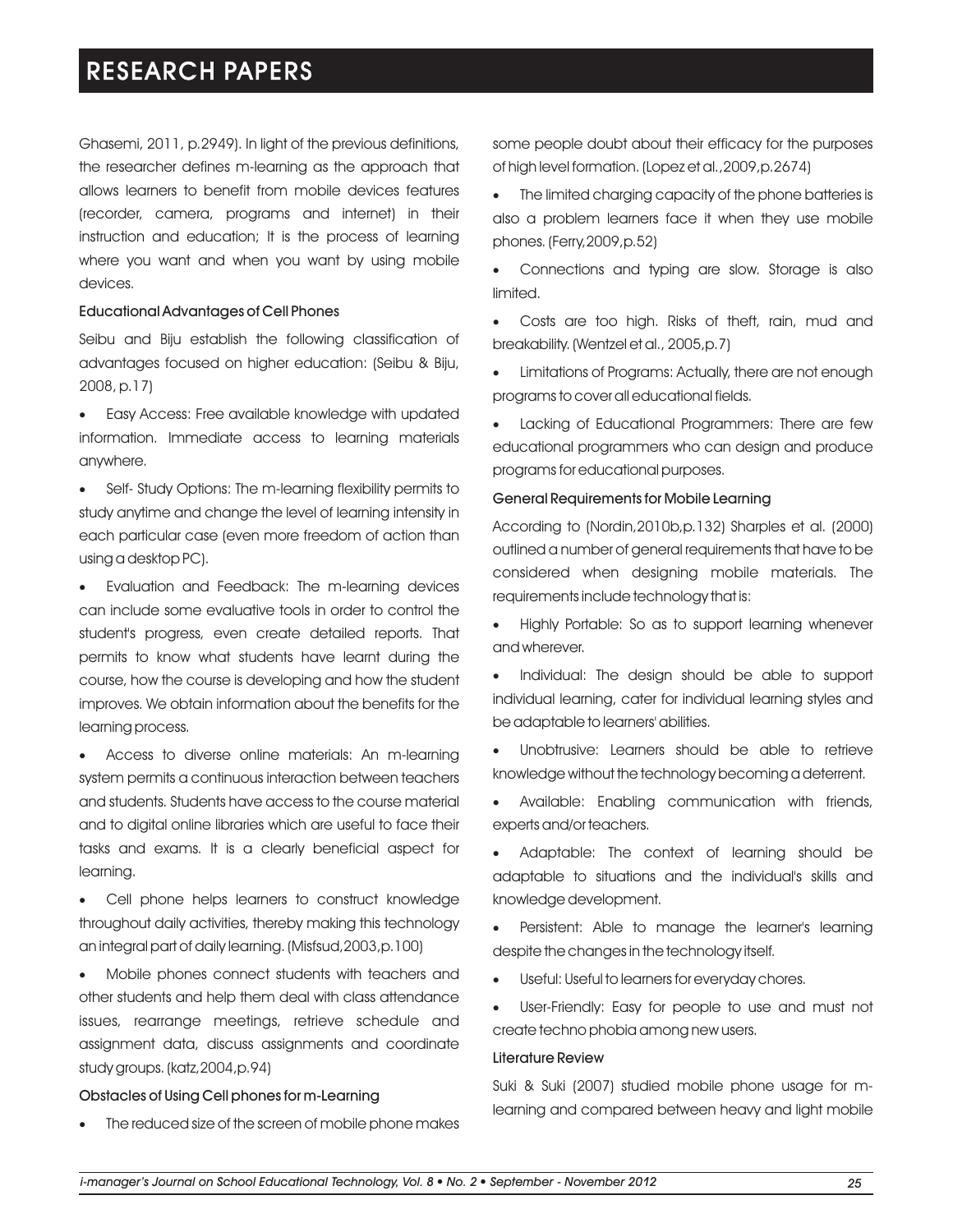Ghasemi, 2011, p.2949). In light of the previous definitions, the researcher defines m-learning as the approach that allows learners to benefit from mobile devices features (recorder, camera, programs and internet) in their instruction and education; It is the process of learning where you want and when you want by using mobile devices.

### Educational Advantages of Cell Phones

Seibu and Biju establish the following classification of advantages focused on higher education: (Seibu & Biju, 2008, p.17)

- Easy Access: Free available knowledge with updated information. Immediate access to learning materials anywhere.
- Self- Study Options: The m-learning flexibility permits to study anytime and change the level of learning intensity in each particular case (even more freedom of action than using a desktop PC).
- Evaluation and Feedback: The m-learning devices can include some evaluative tools in order to control the student's progress, even create detailed reports. That permits to know what students have learnt during the course, how the course is developing and how the student improves. We obtain information about the benefits for the learning process.
- Access to diverse online materials: An m-learning system permits a continuous interaction between teachers and students. Students have access to the course material and to digital online libraries which are useful to face their tasks and exams. It is a clearly beneficial aspect for learning.
- Cell phone helps learners to construct knowledge throughout daily activities, thereby making this technology an integral part of daily learning. (Misfsud,2003,p.100)
- Mobile phones connect students with teachers and other students and help them deal with class attendance issues, rearrange meetings, retrieve schedule and assignment data, discuss assignments and coordinate study groups. (katz,2004,p.94)

### Obstacles of Using Cell phones for m-Learning

- The reduced size of the screen of mobile phone makes some people doubt about their efficacy for the purposes of high level formation. (Lopez et al.,2009,p.2674)
- The limited charging capacity of the phone batteries is also a problem learners face it when they use mobile phones. (Ferry,2009,p.52)
- Connections and typing are slow. Storage is also limited.
- Costs are too high. Risks of theft, rain, mud and breakability. (Wentzel et al., 2005,p.7)
- Limitations of Programs: Actually, there are not enough programs to cover all educational fields.
- Lacking of Educational Programmers: There are few educational programmers who can design and produce programs for educational purposes.

### General Requirements for Mobile Learning

According to (Nordin,2010b,p.132) Sharples et al. (2000) outlined a number of general requirements that have to be considered when designing mobile materials. The requirements include technology that is:

- Highly Portable: So as to support learning whenever and wherever.
- Individual: The design should be able to support individual learning, cater for individual learning styles and be adaptable to learners' abilities.
- Unobtrusive: Learners should be able to retrieve knowledge without the technology becoming a deterrent.
- Available: Enabling communication with friends, experts and/or teachers.
- Adaptable: The context of learning should be adaptable to situations and the individual's skills and knowledge development.
- Persistent: Able to manage the learner's learning despite the changes in the technology itself.
- Useful: Useful to learners for everyday chores.
- User-Friendly: Easy for people to use and must not create techno phobia among new users.

### Literature Review

Suki & Suki (2007) studied mobile phone usage for m-learning and compared between heavy and light mobile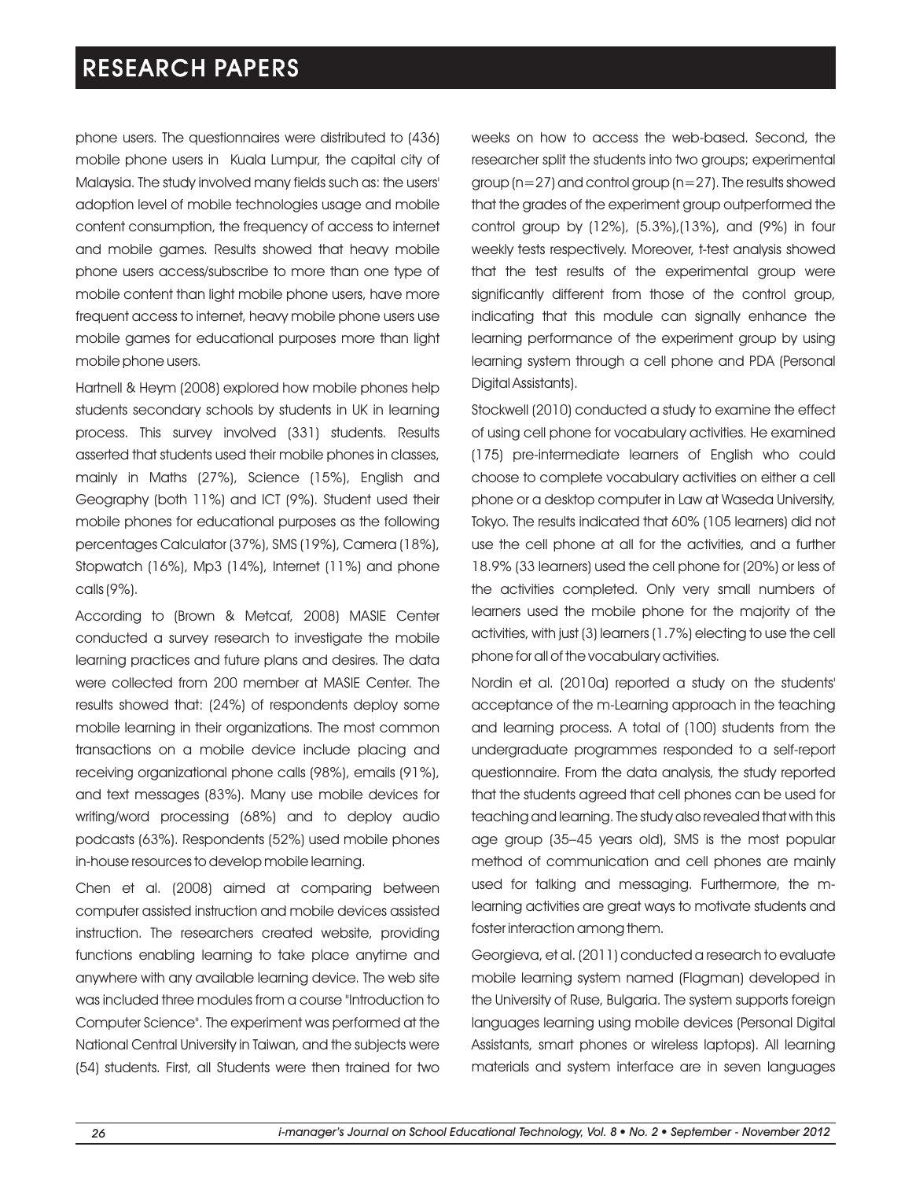phone users. The questionnaires were distributed to (436) mobile phone users in Kuala Lumpur, the capital city of Malaysia. The study involved many fields such as: the users' adoption level of mobile technologies usage and mobile content consumption, the frequency of access to internet and mobile games. Results showed that heavy mobile phone users access/subscribe to more than one type of mobile content than light mobile phone users, have more frequent access to internet, heavy mobile phone users use mobile games for educational purposes more than light mobile phone users.

Hartnell & Heym (2008) explored how mobile phones help students secondary schools by students in UK in learning process. This survey involved (331) students. Results asserted that students used their mobile phones in classes, mainly in Maths (27%), Science (15%), English and Geography (both 11%) and ICT (9%). Student used their mobile phones for educational purposes as the following percentages Calculator (37%), SMS (19%), Camera (18%), Stopwatch (16%), Mp3 (14%), Internet (11%) and phone calls (9%).

According to (Brown & Metcaf, 2008) MASIE Center conducted a survey research to investigate the mobile learning practices and future plans and desires. The data were collected from 200 member at MASIE Center. The results showed that: (24%) of respondents deploy some mobile learning in their organizations. The most common transactions on a mobile device include placing and receiving organizational phone calls (98%), emails (91%), and text messages (83%). Many use mobile devices for writing/word processing (68%) and to deploy audio podcasts (63%). Respondents (52%) used mobile phones in-house resources to develop mobile learning.

Chen et al. (2008) aimed at comparing between computer assisted instruction and mobile devices assisted instruction. The researchers created website, providing functions enabling learning to take place anytime and anywhere with any available learning device. The web site was included three modules from a course "Introduction to Computer Science". The experiment was performed at the National Central University in Taiwan, and the subjects were (54) students. First, all Students were then trained for two weeks on how to access the web-based. Second, the researcher split the students into two groups; experimental group (n=27) and control group (n=27). The results showed that the grades of the experiment group outperformed the control group by (12%), (5.3%),(13%), and (9%) in four weekly tests respectively. Moreover, t-test analysis showed that the test results of the experimental group were significantly different from those of the control group, indicating that this module can signally enhance the learning performance of the experiment group by using learning system through a cell phone and PDA (Personal Digital Assistants).

Stockwell (2010) conducted a study to examine the effect of using cell phone for vocabulary activities. He examined (175) pre-intermediate learners of English who could choose to complete vocabulary activities on either a cell phone or a desktop computer in Law at Waseda University, Tokyo. The results indicated that 60% (105 learners) did not use the cell phone at all for the activities, and a further 18.9% (33 learners) used the cell phone for (20%) or less of the activities completed. Only very small numbers of learners used the mobile phone for the majority of the activities, with just (3) learners (1.7%) electing to use the cell phone for all of the vocabulary activities.

Nordin et al. (2010a) reported a study on the students' acceptance of the m-Learning approach in the teaching and learning process. A total of (100) students from the undergraduate programmes responded to a self-report questionnaire. From the data analysis, the study reported that the students agreed that cell phones can be used for teaching and learning. The study also revealed that with this age group (35–45 years old), SMS is the most popular method of communication and cell phones are mainly used for talking and messaging. Furthermore, the m-learning activities are great ways to motivate students and foster interaction among them.

Georgieva, et al. (2011) conducted a research to evaluate mobile learning system named (Flagman) developed in the University of Ruse, Bulgaria. The system supports foreign languages learning using mobile devices (Personal Digital Assistants, smart phones or wireless laptops). All learning materials and system interface are in seven languages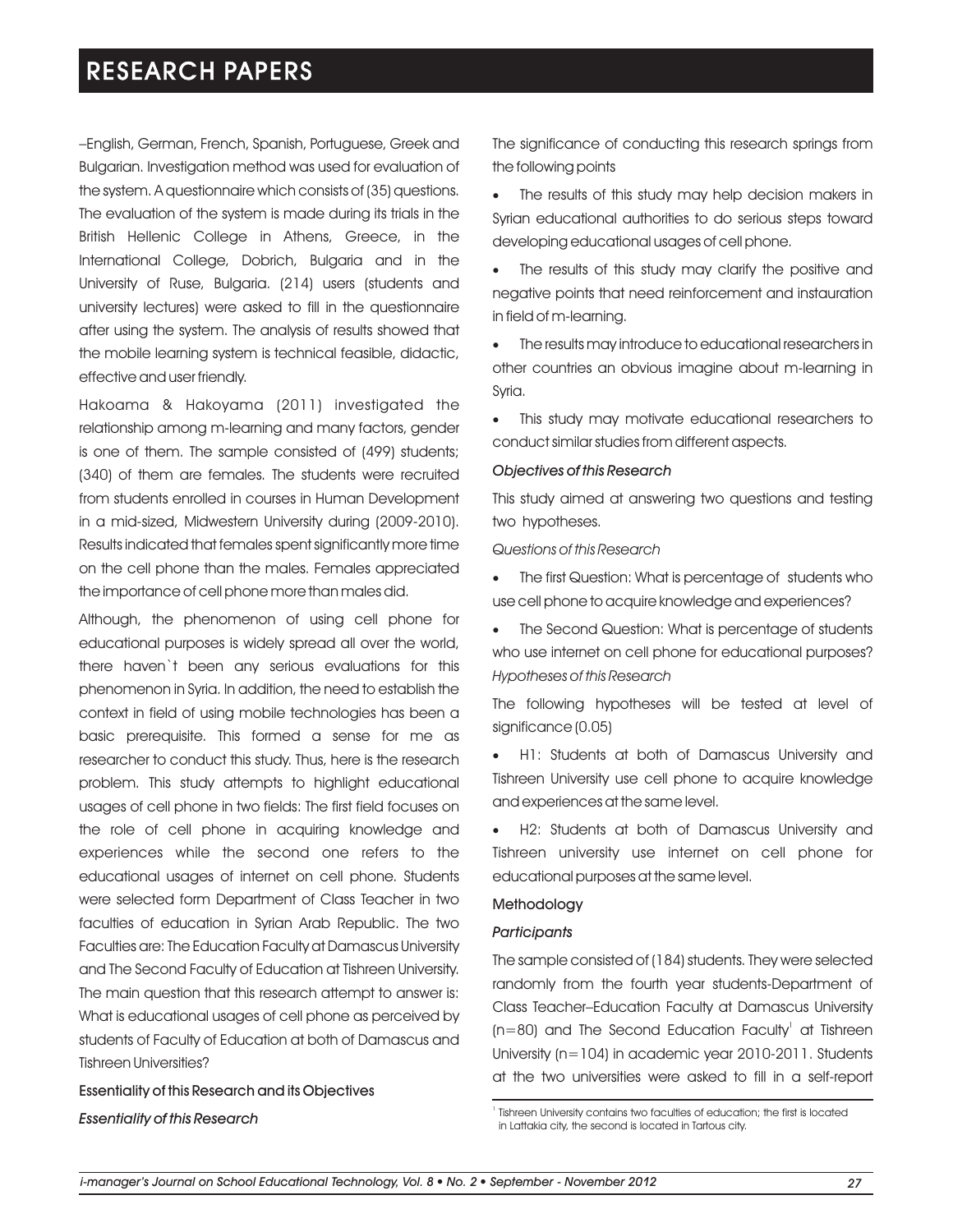–English, German, French, Spanish, Portuguese, Greek and Bulgarian. Investigation method was used for evaluation of the system. A questionnaire which consists of (35) questions. The evaluation of the system is made during its trials in the British Hellenic College in Athens, Greece, in the International College, Dobrich, Bulgaria and in the University of Ruse, Bulgaria. (214) users (students and university lectures) were asked to fill in the questionnaire after using the system. The analysis of results showed that the mobile learning system is technical feasible, didactic, effective and user friendly.

Hakoama & Hakoyama (2011) investigated the relationship among m-learning and many factors, gender is one of them. The sample consisted of (499) students; (340) of them are females. The students were recruited from students enrolled in courses in Human Development in a mid-sized, Midwestern University during (2009-2010). Results indicated that females spent significantly more time on the cell phone than the males. Females appreciated the importance of cell phone more than males did.

Although, the phenomenon of using cell phone for educational purposes is widely spread all over the world, there haven`t been any serious evaluations for this phenomenon in Syria. In addition, the need to establish the context in field of using mobile technologies has been a basic prerequisite. This formed a sense for me as researcher to conduct this study. Thus, here is the research problem. This study attempts to highlight educational usages of cell phone in two fields: The first field focuses on the role of cell phone in acquiring knowledge and experiences while the second one refers to the educational usages of internet on cell phone. Students were selected form Department of Class Teacher in two faculties of education in Syrian Arab Republic. The two Faculties are: The Education Faculty at Damascus University and The Second Faculty of Education at Tishreen University. The main question that this research attempt to answer is: What is educational usages of cell phone as perceived by students of Faculty of Education at both of Damascus and Tishreen Universities?

## Essentiality of this Research and its Objectives

### *Essentiality of this Research*

The significance of conducting this research springs from the following points

- The results of this study may help decision makers in Syrian educational authorities to do serious steps toward developing educational usages of cell phone.
- The results of this study may clarify the positive and negative points that need reinforcement and instauration in field of m-learning.
- The results may introduce to educational researchers in other countries an obvious imagine about m-learning in Syria.
- This study may motivate educational researchers to conduct similar studies from different aspects.

### *Objectives of this Research*

This study aimed at answering two questions and testing two hypotheses.

*Questions of this Research*

- The first Question: What is percentage of students who use cell phone to acquire knowledge and experiences?
- The Second Question: What is percentage of students who use internet on cell phone for educational purposes?

*Hypotheses of this Research*

The following hypotheses will be tested at level of significance (0.05)

- H1: Students at both of Damascus University and Tishreen University use cell phone to acquire knowledge and experiences at the same level.
- H2: Students at both of Damascus University and Tishreen university use internet on cell phone for educational purposes at the same level.

## Methodology

### *Participants*

The sample consisted of (184) students. They were selected randomly from the fourth year students-Department of Class Teacher–Education Faculty at Damascus University (n=80) and The Second Education Faculty[1] at Tishreen University (n=104) in academic year 2010-2011. Students at the two universities were asked to fill in a self-report

[1] Tishreen University contains two faculties of education; the first is located in Lattakia city, the second is located in Tartous city.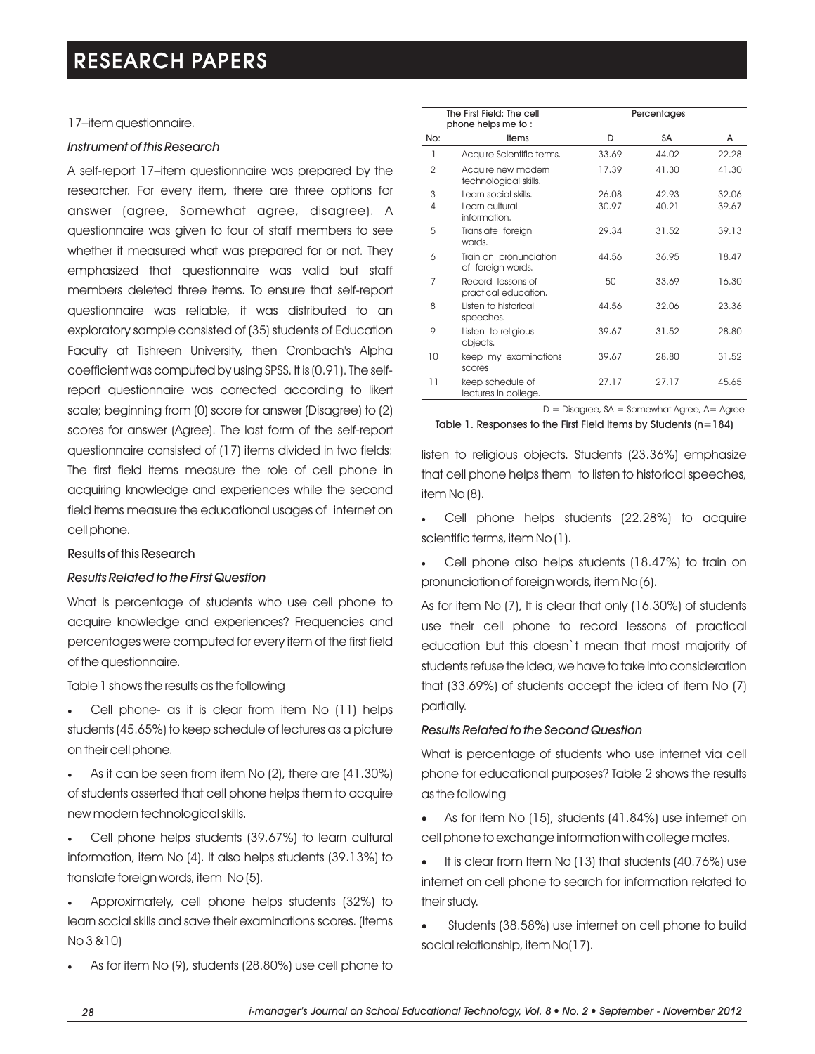17–item questionnaire.

### *Instrument of this Research*

A self-report 17–item questionnaire was prepared by the researcher. For every item, there are three options for answer (agree, Somewhat agree, disagree). A questionnaire was given to four of staff members to see whether it measured what was prepared for or not. They emphasized that questionnaire was valid but staff members deleted three items. To ensure that self-report questionnaire was reliable, it was distributed to an exploratory sample consisted of (35) students of Education Faculty at Tishreen University, then Cronbach's Alpha coefficient was computed by using SPSS. It is (0.91). The self-report questionnaire was corrected according to likert scale; beginning from (0) score for answer (Disagree) to (2) scores for answer (Agree). The last form of the self-report questionnaire consisted of (17) items divided in two fields: The first field items measure the role of cell phone in acquiring knowledge and experiences while the second field items measure the educational usages of internet on cell phone.

### Results of this Research

### *Results Related to the First Question*

What is percentage of students who use cell phone to acquire knowledge and experiences? Frequencies and percentages were computed for every item of the first field of the questionnaire.

Table 1 shows the results as the following

- Cell phone- as it is clear from item No (11) helps students (45.65%) to keep schedule of lectures as a picture on their cell phone.
- As it can be seen from item No (2), there are (41.30%) of students asserted that cell phone helps them to acquire new modern technological skills.
- Cell phone helps students (39.67%) to learn cultural information, item No (4). It also helps students (39.13%) to translate foreign words, item No (5).
- Approximately, cell phone helps students (32%) to learn social skills and save their examinations scores. (Items No 3 &10)
- As for item No (9), students (28.80%) use cell phone to listen to religious objects. Students (23.36%) emphasize that cell phone helps them to listen to historical speeches, item No (8).
- Cell phone helps students (22.28%) to acquire scientific terms, item No (1).
- Cell phone also helps students (18.47%) to train on pronunciation of foreign words, item No (6).

| | The First Field: The cell phone helps me to : | Percentages | | |
|---|---|---|---|---|
| No: | Items | D | SA | A |
| 1 | Acquire Scientific terms. | 33.69 | 44.02 | 22.28 |
| 2 | Acquire new modern technological skills. | 17.39 | 41.30 | 41.30 |
| 3 | Learn social skills. | 26.08 | 42.93 | 32.06 |
| 4 | Learn cultural information. | 30.97 | 40.21 | 39.67 |
| 5 | Translate foreign words. | 29.34 | 31.52 | 39.13 |
| 6 | Train on pronunciation of foreign words. | 44.56 | 36.95 | 18.47 |
| 7 | Record lessons of practical education. | 50 | 33.69 | 16.30 |
| 8 | Listen to historical speeches. | 44.56 | 32.06 | 23.36 |
| 9 | Listen to religious objects. | 39.67 | 31.52 | 28.80 |
| 10 | keep my examinations scores | 39.67 | 28.80 | 31.52 |
| 11 | keep schedule of lectures in college. | 27.17 | 27.17 | 45.65 |

D = Disagree, SA = Somewhat Agree, A= Agree

Table 1. Responses to the First Field Items by Students (n=184)

As for item No (7), It is clear that only (16.30%) of students use their cell phone to record lessons of practical education but this doesn`t mean that most majority of students refuse the idea, we have to take into consideration that (33.69%) of students accept the idea of item No (7) partially.

### *Results Related to the Second Question*

What is percentage of students who use internet via cell phone for educational purposes? Table 2 shows the results as the following

- As for item No (15), students (41.84%) use internet on cell phone to exchange information with college mates.
- It is clear from Item No (13) that students (40.76%) use internet on cell phone to search for information related to their study.
- Students (38.58%) use internet on cell phone to build social relationship, item No(17).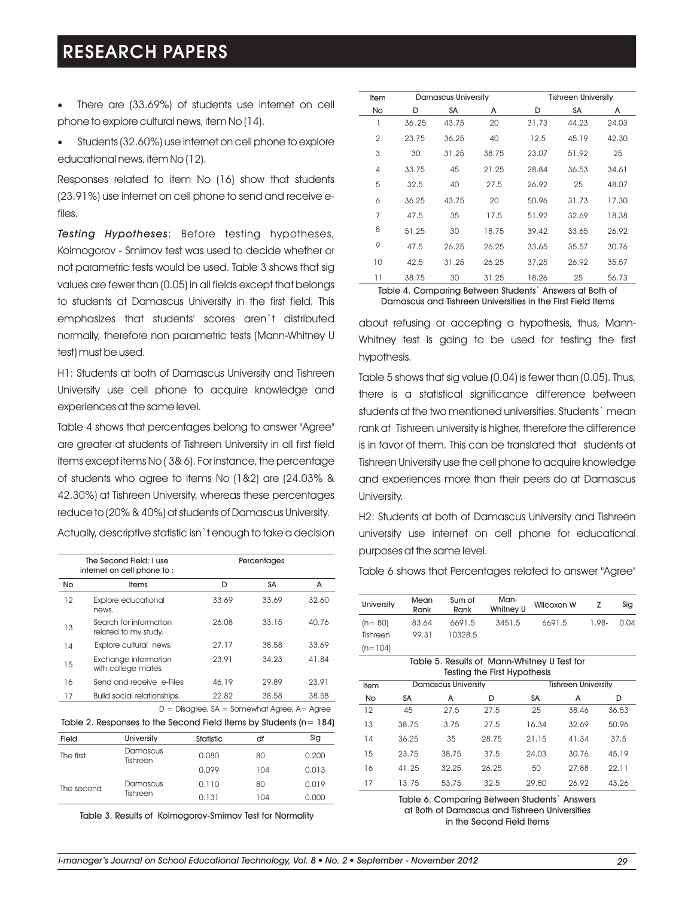- There are (33.69%) of students use internet on cell phone to explore cultural news, item No (14).
- Students (32.60%) use internet on cell phone to explore educational news, item No (12).

Responses related to item No (16) show that students (23.91%) use internet on cell phone to send and receive e-files.

***Testing Hypotheses***: Before testing hypotheses, Kolmogorov - Smirnov test was used to decide whether or not parametric tests would be used. Table 3 shows that sig values are fewer than (0.05) in all fields except that belongs to students at Damascus University in the first field. This emphasizes that students' scores aren`t distributed normally, therefore non parametric tests (Mann-Whitney U test) must be used.

H1: Students at both of Damascus University and Tishreen University use cell phone to acquire knowledge and experiences at the same level.

Table 4 shows that percentages belong to answer "Agree" are greater at students of Tishreen University in all first field items except items No ( 3& 6). For instance, the percentage of students who agree to items No (1&2) are (24.03% & 42.30%) at Tishreen University, whereas these percentages reduce to (20% & 40%) at students of Damascus University.

Actually, descriptive statistic isn`t enough to take a decision about refusing or accepting a hypothesis, thus, Mann-Whitney test is going to be used for testing the first hypothesis.

| The Second Field: I use internet on cell phone to : | | Percentages | | |
|---|---|---|---|---|
| No | Items | D | SA | A |
| 12 | Explore educational news. | 33.69 | 33.69 | 32.60 |
| 13 | Search for information related to my study. | 26.08 | 33.15 | 40.76 |
| 14 | Explore cultural news. | 27.17 | 38.58 | 33.69 |
| 15 | Exchange information with college mates. | 23.91 | 34.23 | 41.84 |
| 16 | Send and receive e-Files. | 46.19 | 29.89 | 23.91 |
| 17 | Build social relationships. | 22.82 | 38.58 | 38.58 |

D = Disagree, SA = Somewhat Agree, A= Agree

Table 2. Responses to the Second Field Items by Students (n= 184)

| Field | University | Statistic | df | Sig |
|---|---|---|---|---|
| The first | Damascus | 0.080 | 80 | 0.200 |
| | Tishreen | 0.099 | 104 | 0.013 |
| The second | Damascus | 0.110 | 80 | 0.019 |
| | Tishreen | 0.131 | 104 | 0.000 |

Table 3. Results of Kolmogorov-Smirnov Test for Normality

| Item | Damascus University | | | Tishreen University | | |
|---|---|---|---|---|---|---|
| No | D | SA | A | D | SA | A |
| 1 | 36.25 | 43.75 | 20 | 31.73 | 44.23 | 24.03 |
| 2 | 23.75 | 36.25 | 40 | 12.5 | 45.19 | 42.30 |
| 3 | 30 | 31.25 | 38.75 | 23.07 | 51.92 | 25 |
| 4 | 33.75 | 45 | 21.25 | 28.84 | 36.53 | 34.61 |
| 5 | 32.5 | 40 | 27.5 | 26.92 | 25 | 48.07 |
| 6 | 36.25 | 43.75 | 20 | 50.96 | 31.73 | 17.30 |
| 7 | 47.5 | 35 | 17.5 | 51.92 | 32.69 | 18.38 |
| 8 | 51.25 | 30 | 18.75 | 39.42 | 33.65 | 26.92 |
| 9 | 47.5 | 26.25 | 26.25 | 33.65 | 35.57 | 30.76 |
| 10 | 42.5 | 31.25 | 26.25 | 37.25 | 26.92 | 35.57 |
| 11 | 38.75 | 30 | 31.25 | 18.26 | 25 | 56.73 |

Table 4. Comparing Between Students` Answers at Both of Damascus and Tishreen Universities in the First Field Items

Table 5 shows that sig value (0.04) is fewer than (0.05). Thus, there is a statistical significance difference between students at the two mentioned universities. Students` mean rank at Tishreen university is higher, therefore the difference is in favor of them. This can be translated that students at Tishreen University use the cell phone to acquire knowledge and experiences more than their peers do at Damascus University.

H2: Students at both of Damascus University and Tishreen university use internet on cell phone for educational purposes at the same level.

Table 6 shows that Percentages related to answer "Agree"

| University | Mean Rank | Sum of Rank | Man-Whitney U | Wilcoxon W | Z | Sig |
|---|---|---|---|---|---|---|
| (n= 80) | 83.64 | 6691.5 | 3451.5 | 6691.5 | 1.98- | 0.04 |
| Tishreen (n=104) | 99.31 | 10328.5 | | | | |

Table 5. Results of Mann-Whitney U Test for Testing the First Hypothesis

| Item | Damascus University | | | Tishreen University | | |
|---|---|---|---|---|---|---|
| No | SA | A | D | SA | A | D |
| 12 | 45 | 27.5 | 27.5 | 25 | 38.46 | 36.53 |
| 13 | 38.75 | 3.75 | 27.5 | 16.34 | 32.69 | 50.96 |
| 14 | 36.25 | 35 | 28.75 | 21.15 | 41.34 | 37.5 |
| 15 | 23.75 | 38.75 | 37.5 | 24.03 | 30.76 | 45.19 |
| 16 | 41.25 | 32.25 | 26.25 | 50 | 27.88 | 22.11 |
| 17 | 13.75 | 53.75 | 32.5 | 29.80 | 26.92 | 43.26 |

Table 6. Comparing Between Students` Answers at Both of Damascus and Tishreen Universities in the Second Field Items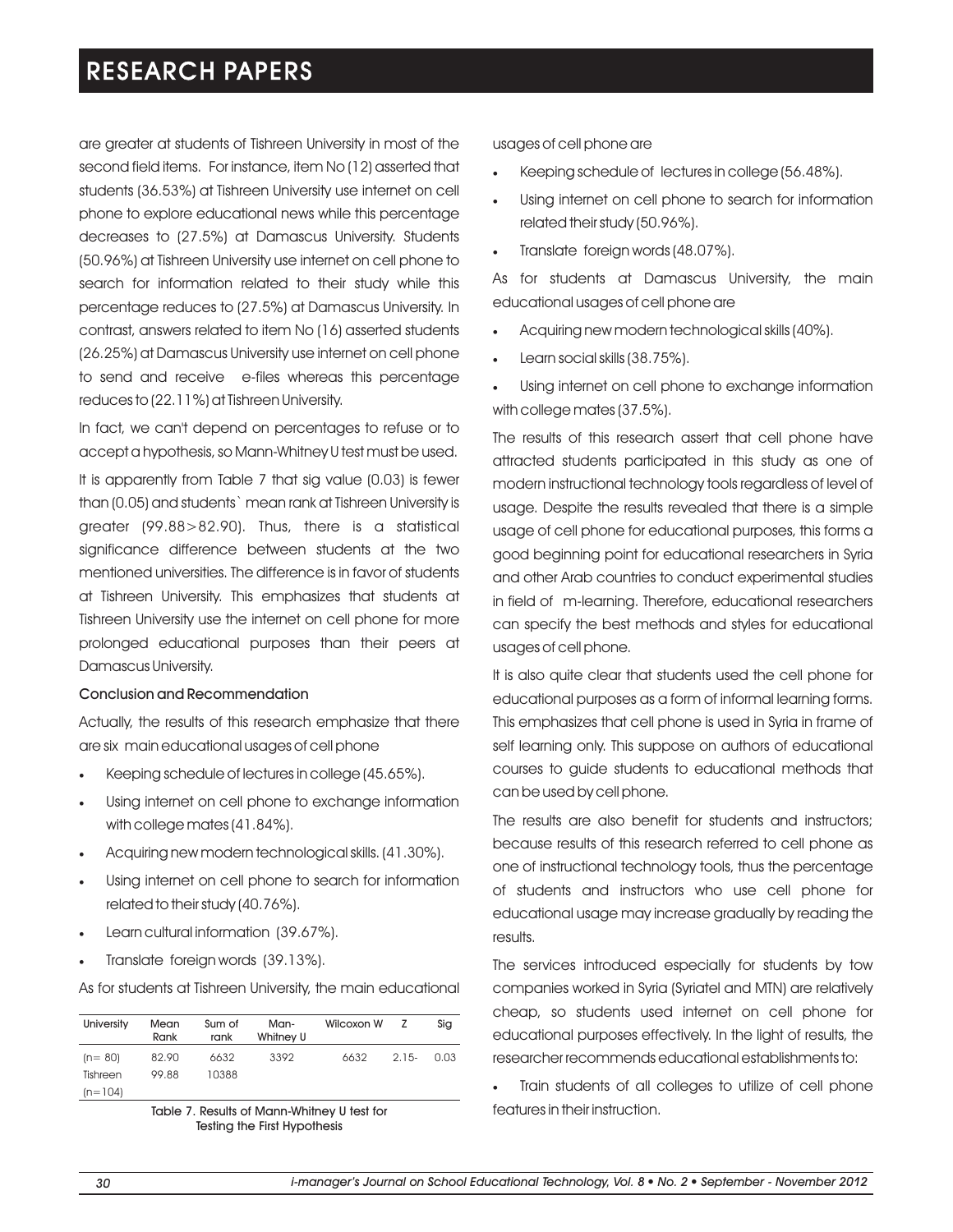are greater at students of Tishreen University in most of the second field items. For instance, item No (12) asserted that students (36.53%) at Tishreen University use internet on cell phone to explore educational news while this percentage decreases to (27.5%) at Damascus University. Students (50.96%) at Tishreen University use internet on cell phone to search for information related to their study while this percentage reduces to (27.5%) at Damascus University. In contrast, answers related to item No (16) asserted students (26.25%) at Damascus University use internet on cell phone to send and receive e-files whereas this percentage reduces to (22.11%) at Tishreen University.

In fact, we can't depend on percentages to refuse or to accept a hypothesis, so Mann-Whitney U test must be used.

It is apparently from Table 7 that sig value (0.03) is fewer than (0.05) and students` mean rank at Tishreen University is greater (99.88>82.90). Thus, there is a statistical significance difference between students at the two mentioned universities. The difference is in favor of students at Tishreen University. This emphasizes that students at Tishreen University use the internet on cell phone for more prolonged educational purposes than their peers at Damascus University.

### Conclusion and Recommendation

Actually, the results of this research emphasize that there are six main educational usages of cell phone

- Keeping schedule of lectures in college (45.65%).
- Using internet on cell phone to exchange information with college mates (41.84%).
- Acquiring new modern technological skills. (41.30%).
- Using internet on cell phone to search for information related to their study (40.76%).
- Learn cultural information (39.67%).
- Translate foreign words (39.13%).

As for students at Tishreen University, the main educational usages of cell phone are

- Keeping schedule of lectures in college (56.48%).
- Using internet on cell phone to search for information related their study (50.96%).
- Translate foreign words (48.07%).

As for students at Damascus University, the main educational usages of cell phone are

- Acquiring new modern technological skills (40%).
- Learn social skills (38.75%).
- Using internet on cell phone to exchange information with college mates (37.5%).

The results of this research assert that cell phone have attracted students participated in this study as one of modern instructional technology tools regardless of level of usage. Despite the results revealed that there is a simple usage of cell phone for educational purposes, this forms a good beginning point for educational researchers in Syria and other Arab countries to conduct experimental studies in field of m-learning. Therefore, educational researchers can specify the best methods and styles for educational usages of cell phone.

It is also quite clear that students used the cell phone for educational purposes as a form of informal learning forms. This emphasizes that cell phone is used in Syria in frame of self learning only. This suppose on authors of educational courses to guide students to educational methods that can be used by cell phone.

The results are also benefit for students and instructors; because results of this research referred to cell phone as one of instructional technology tools, thus the percentage of students and instructors who use cell phone for educational usage may increase gradually by reading the results.

The services introduced especially for students by tow companies worked in Syria (Syriatel and MTN) are relatively cheap, so students used internet on cell phone for educational purposes effectively. In the light of results, the researcher recommends educational establishments to:

- Train students of all colleges to utilize of cell phone features in their instruction.

| University | Mean Rank | Sum of rank | Man-Whitney U | Wilcoxon W | Z | Sig |
|---|---|---|---|---|---|---|
| (n= 80) | 82.90 | 6632 | 3392 | 6632 | 2.15- | 0.03 |
| Tishreen (n=104) | 99.88 | 10388 | | | | |

Table 7. Results of Mann-Whitney U test for Testing the First Hypothesis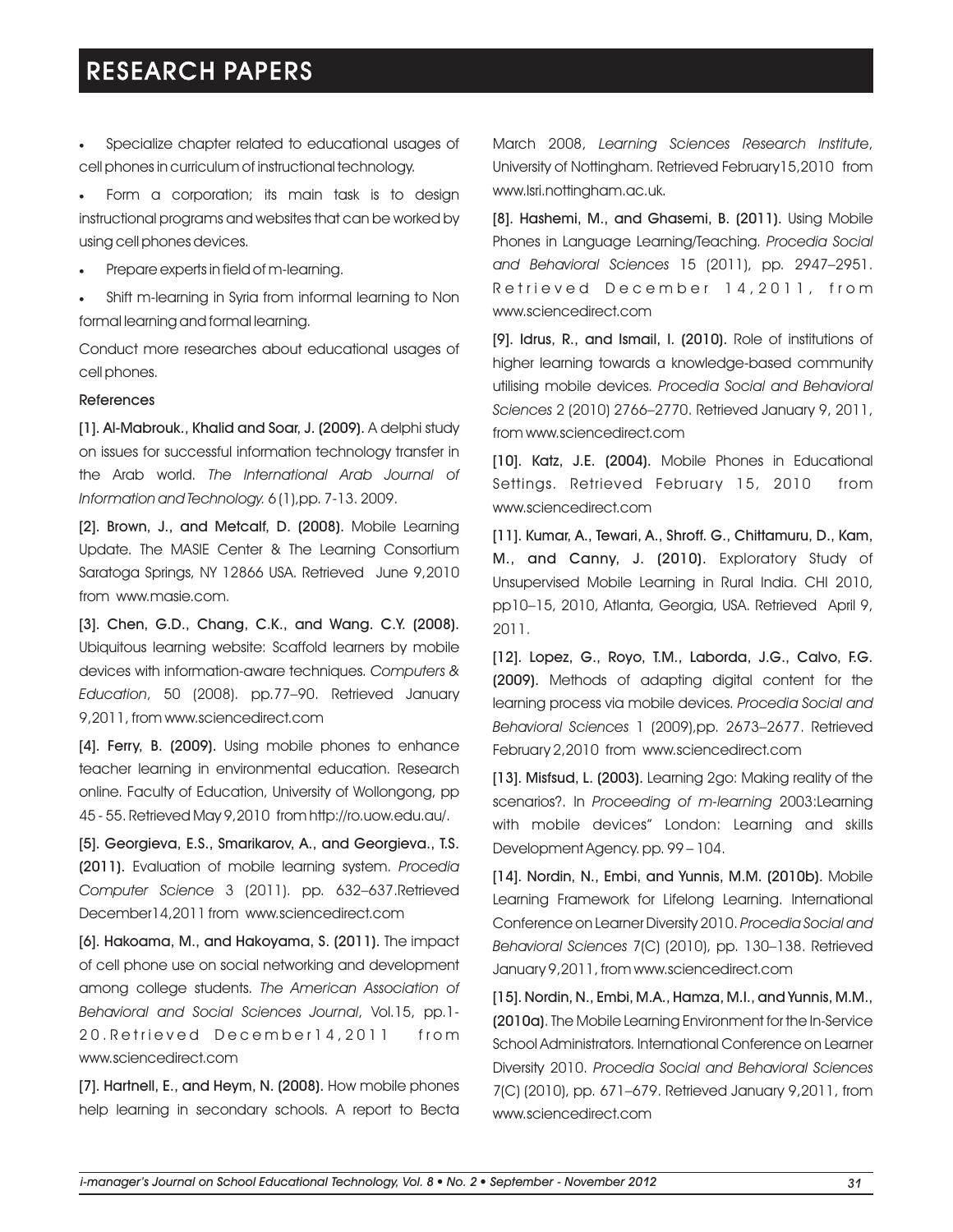- Specialize chapter related to educational usages of cell phones in curriculum of instructional technology.
- Form a corporation; its main task is to design instructional programs and websites that can be worked by using cell phones devices.
- Prepare experts in field of m-learning.
- Shift m-learning in Syria from informal learning to Non formal learning and formal learning.

Conduct more researches about educational usages of cell phones.

### References

**[1]. Al-Mabrouk., Khalid and Soar, J. (2009).** A delphi study on issues for successful information technology transfer in the Arab world. *The International Arab Journal of Information and Technology.* 6 (1), pp. 7-13. 2009.

**[2]. Brown, J., and Metcalf, D. (2008).** Mobile Learning Update. The MASIE Center & The Learning Consortium Saratoga Springs, NY 12866 USA. Retrieved June 9,2010 from www.masie.com.

**[3]. Chen, G.D., Chang, C.K., and Wang. C.Y. (2008).** Ubiquitous learning website: Scaffold learners by mobile devices with information-aware techniques. *Computers & Education*, 50 (2008). pp.77–90. Retrieved January 9,2011, from www.sciencedirect.com

**[4]. Ferry, B. (2009).** Using mobile phones to enhance teacher learning in environmental education. Research online. Faculty of Education, University of Wollongong, pp 45 - 55. Retrieved May 9,2010 from http://ro.uow.edu.au/.

**[5]. Georgieva, E.S., Smarikarov, A., and Georgieva., T.S. (2011).** Evaluation of mobile learning system. *Procedia Computer Science* 3 (2011). pp. 632–637.Retrieved December14,2011 from www.sciencedirect.com

**[6]. Hakoama, M., and Hakoyama, S. (2011).** The impact of cell phone use on social networking and development among college students. *The American Association of Behavioral and Social Sciences Journal*, Vol.15, pp.1-20.Retrieved December14,2011 from www.sciencedirect.com

**[7]. Hartnell, E., and Heym, N. (2008).** How mobile phones help learning in secondary schools. A report to Becta March 2008, *Learning Sciences Research Institute*, University of Nottingham. Retrieved February15,2010 from www.lsri.nottingham.ac.uk.

**[8]. Hashemi, M., and Ghasemi, B. (2011).** Using Mobile Phones in Language Learning/Teaching. *Procedia Social and Behavioral Sciences* 15 (2011), pp. 2947–2951. Retrieved December 14,2011, from www.sciencedirect.com

**[9]. Idrus, R., and Ismail, I. (2010).** Role of institutions of higher learning towards a knowledge-based community utilising mobile devices. *Procedia Social and Behavioral Sciences* 2 (2010) 2766–2770. Retrieved January 9, 2011, from www.sciencedirect.com

**[10]. Katz, J.E. (2004).** Mobile Phones in Educational Settings. Retrieved February 15, 2010 from www.sciencedirect.com

**[11]. Kumar, A., Tewari, A., Shroff. G., Chittamuru, D., Kam, M., and Canny, J. (2010).** Exploratory Study of Unsupervised Mobile Learning in Rural India. CHI 2010, pp10–15, 2010, Atlanta, Georgia, USA. Retrieved April 9, 2011.

**[12]. Lopez, G., Royo, T.M., Laborda, J.G., Calvo, F.G. (2009).** Methods of adapting digital content for the learning process via mobile devices. *Procedia Social and Behavioral Sciences* 1 (2009),pp. 2673–2677. Retrieved February 2,2010 from www.sciencedirect.com

**[13]. Misfsud, L. (2003).** Learning 2go: Making reality of the scenarios?. In *Proceeding of m-learning* 2003:Learning with mobile devices" London: Learning and skills Development Agency. pp. 99 – 104.

**[14]. Nordin, N., Embi, and Yunnis, M.M. (2010b).** Mobile Learning Framework for Lifelong Learning. International Conference on Learner Diversity 2010. *Procedia Social and Behavioral Sciences* 7(C) (2010), pp. 130–138. Retrieved January 9,2011, from www.sciencedirect.com

**[15]. Nordin, N., Embi, M.A., Hamza, M.I., and Yunnis, M.M., (2010a).** The Mobile Learning Environment for the In-Service School Administrators. International Conference on Learner Diversity 2010. *Procedia Social and Behavioral Sciences* 7(C) (2010), pp. 671–679. Retrieved January 9,2011, from www.sciencedirect.com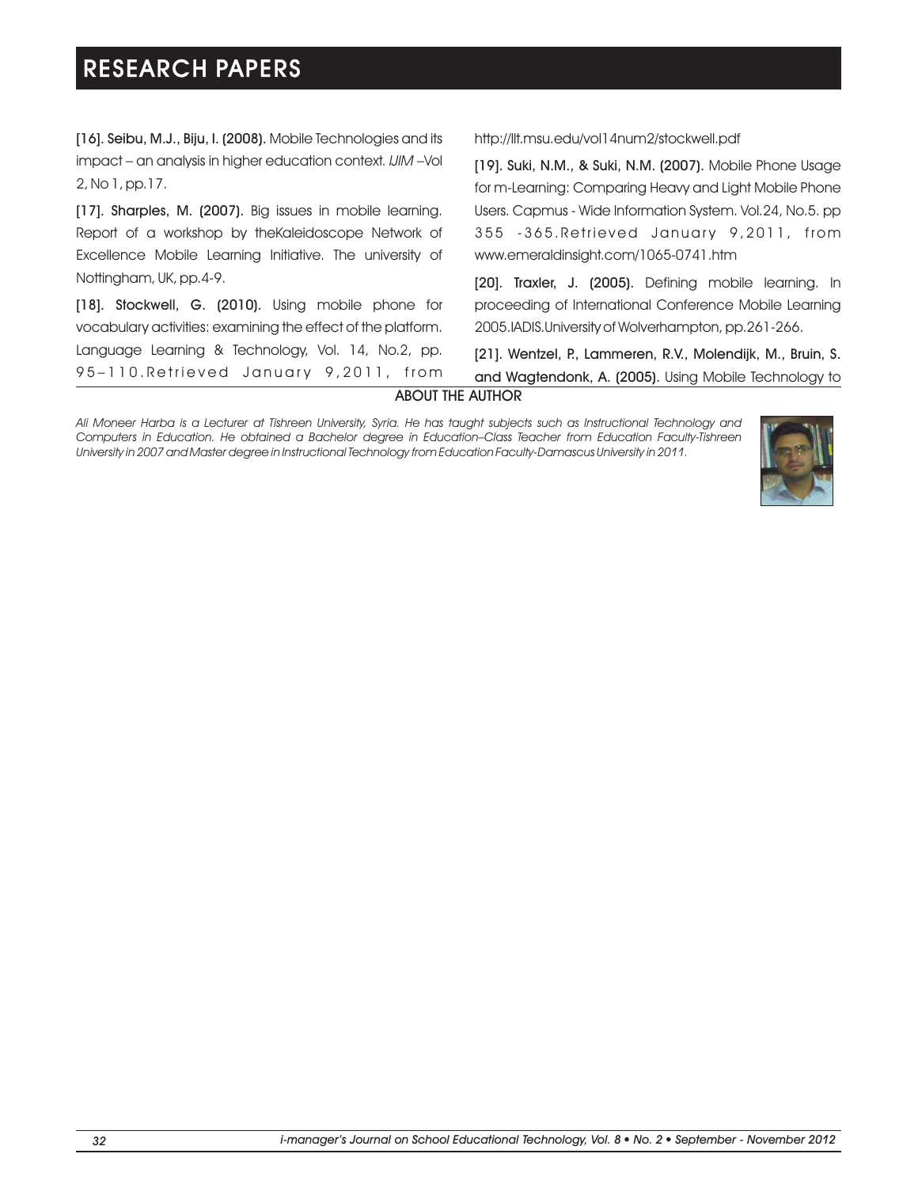**[16]. Seibu, M.J., Biju, I. (2008).** Mobile Technologies and its impact – an analysis in higher education context. *IJIM* –Vol 2, No 1, pp.17.

**[17]. Sharples, M. (2007).** Big issues in mobile learning. Report of a workshop by theKaleidoscope Network of Excellence Mobile Learning Initiative. The university of Nottingham, UK, pp.4-9.

**[18]. Stockwell, G. (2010).** Using mobile phone for vocabulary activities: examining the effect of the platform. Language Learning & Technology, Vol. 14, No.2, pp. 95–110.Retrieved January 9,2011, from http://llt.msu.edu/vol14num2/stockwell.pdf

**[19]. Suki, N.M., & Suki, N.M. (2007).** Mobile Phone Usage for m-Learning: Comparing Heavy and Light Mobile Phone Users. Capmus - Wide Information System. Vol.24, No.5. pp 355 -365.Retrieved January 9,2011, from www.emeraldinsight.com/1065-0741.htm

**[20]. Traxler, J. (2005).** Defining mobile learning. In proceeding of International Conference Mobile Learning 2005.IADIS.University of Wolverhampton, pp.261-266.

**[21]. Wentzel, P., Lammeren, R.V., Molendijk, M., Bruin, S. and Wagtendonk, A. (2005).** Using Mobile Technology to

## ABOUT THE AUTHOR

*Ali Moneer Harba is a Lecturer at Tishreen University, Syria. He has taught subjects such as Instructional Technology and Computers in Education. He obtained a Bachelor degree in Education–Class Teacher from Education Faculty-Tishreen University in 2007 and Master degree in Instructional Technology from Education Faculty-Damascus University in 2011.*